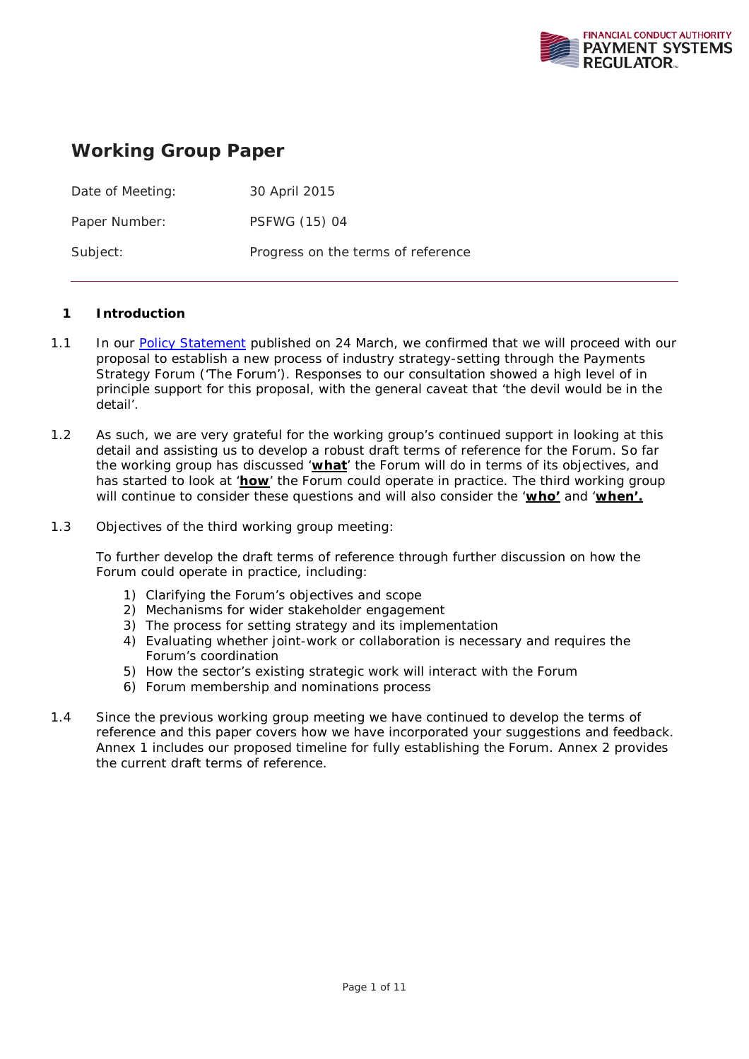# Working Group Paper

| | |
|---|---|
| Date of Meeting: | 30 April 2015 |
| Paper Number: | PSFWG (15) 04 |
| Subject: | Progress on the terms of reference |

## 1 Introduction

1.1 In our Policy Statement published on 24 March, we confirmed that we will proceed with our proposal to establish a new process of industry strategy-setting through the Payments Strategy Forum ('The Forum'). Responses to our consultation showed a high level of in principle support for this proposal, with the general caveat that 'the devil would be in the detail'.

1.2 As such, we are very grateful for the working group's continued support in looking at this detail and assisting us to develop a robust draft terms of reference for the Forum. So far the working group has discussed '**what**' the Forum will do in terms of its objectives, and has started to look at '**how**' the Forum could operate in practice. The third working group will continue to consider these questions and will also consider the '**who'** and '**when'.**

1.3 Objectives of the third working group meeting:

To further develop the draft terms of reference through further discussion on how the Forum could operate in practice, including:

1) Clarifying the Forum's objectives and scope
2) Mechanisms for wider stakeholder engagement
3) The process for setting strategy and its implementation
4) Evaluating whether joint-work or collaboration is necessary and requires the Forum's coordination
5) How the sector's existing strategic work will interact with the Forum
6) Forum membership and nominations process

1.4 Since the previous working group meeting we have continued to develop the terms of reference and this paper covers how we have incorporated your suggestions and feedback. Annex 1 includes our proposed timeline for fully establishing the Forum. Annex 2 provides the current draft terms of reference.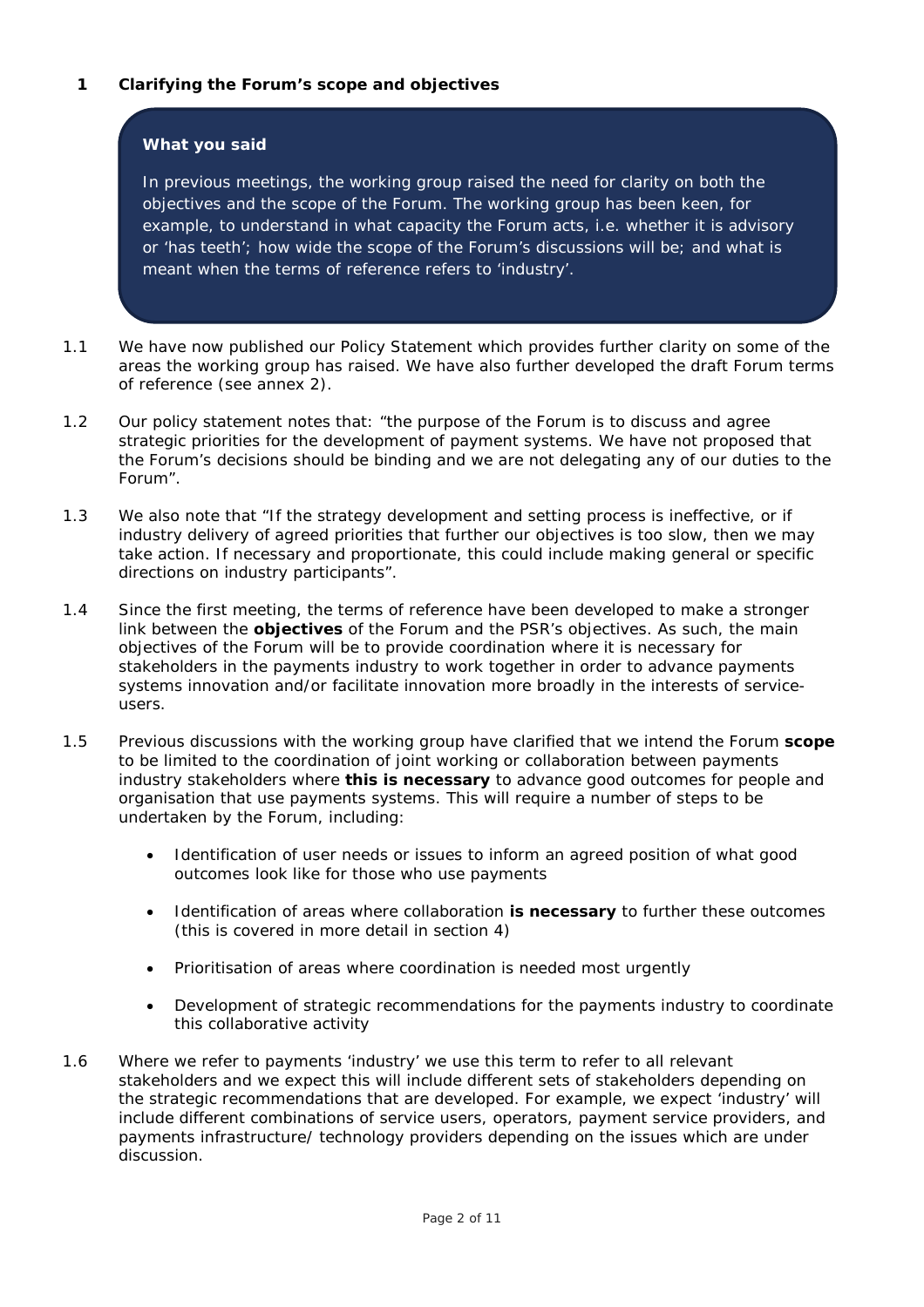## 1 Clarifying the Forum's scope and objectives

**What you said**

In previous meetings, the working group raised the need for clarity on both the objectives and the scope of the Forum. The working group has been keen, for example, to understand in what capacity the Forum acts, i.e. whether it is advisory or 'has teeth'; how wide the scope of the Forum's discussions will be; and what is meant when the terms of reference refers to 'industry'.

1.1 We have now published our Policy Statement which provides further clarity on some of the areas the working group has raised. We have also further developed the draft Forum terms of reference (see annex 2).

1.2 Our policy statement notes that: "the purpose of the Forum is to discuss and agree strategic priorities for the development of payment systems. We have not proposed that the Forum's decisions should be binding and we are not delegating any of our duties to the Forum".

1.3 We also note that "If the strategy development and setting process is ineffective, or if industry delivery of agreed priorities that further our objectives is too slow, then we may take action. If necessary and proportionate, this could include making general or specific directions on industry participants".

1.4 Since the first meeting, the terms of reference have been developed to make a stronger link between the **objectives** of the Forum and the PSR's objectives. As such, the main objectives of the Forum will be to provide coordination where it is necessary for stakeholders in the payments industry to work together in order to advance payments systems innovation and/or facilitate innovation more broadly in the interests of service-users.

1.5 Previous discussions with the working group have clarified that we intend the Forum **scope** to be limited to the coordination of joint working or collaboration between payments industry stakeholders where **this is necessary** to advance good outcomes for people and organisation that use payments systems. This will require a number of steps to be undertaken by the Forum, including:

- Identification of user needs or issues to inform an agreed position of what good outcomes look like for those who use payments
- Identification of areas where collaboration **is necessary** to further these outcomes (this is covered in more detail in section 4)
- Prioritisation of areas where coordination is needed most urgently
- Development of strategic recommendations for the payments industry to coordinate this collaborative activity

1.6 Where we refer to payments 'industry' we use this term to refer to all relevant stakeholders and we expect this will include different sets of stakeholders depending on the strategic recommendations that are developed. For example, we expect 'industry' will include different combinations of service users, operators, payment service providers, and payments infrastructure/ technology providers depending on the issues which are under discussion.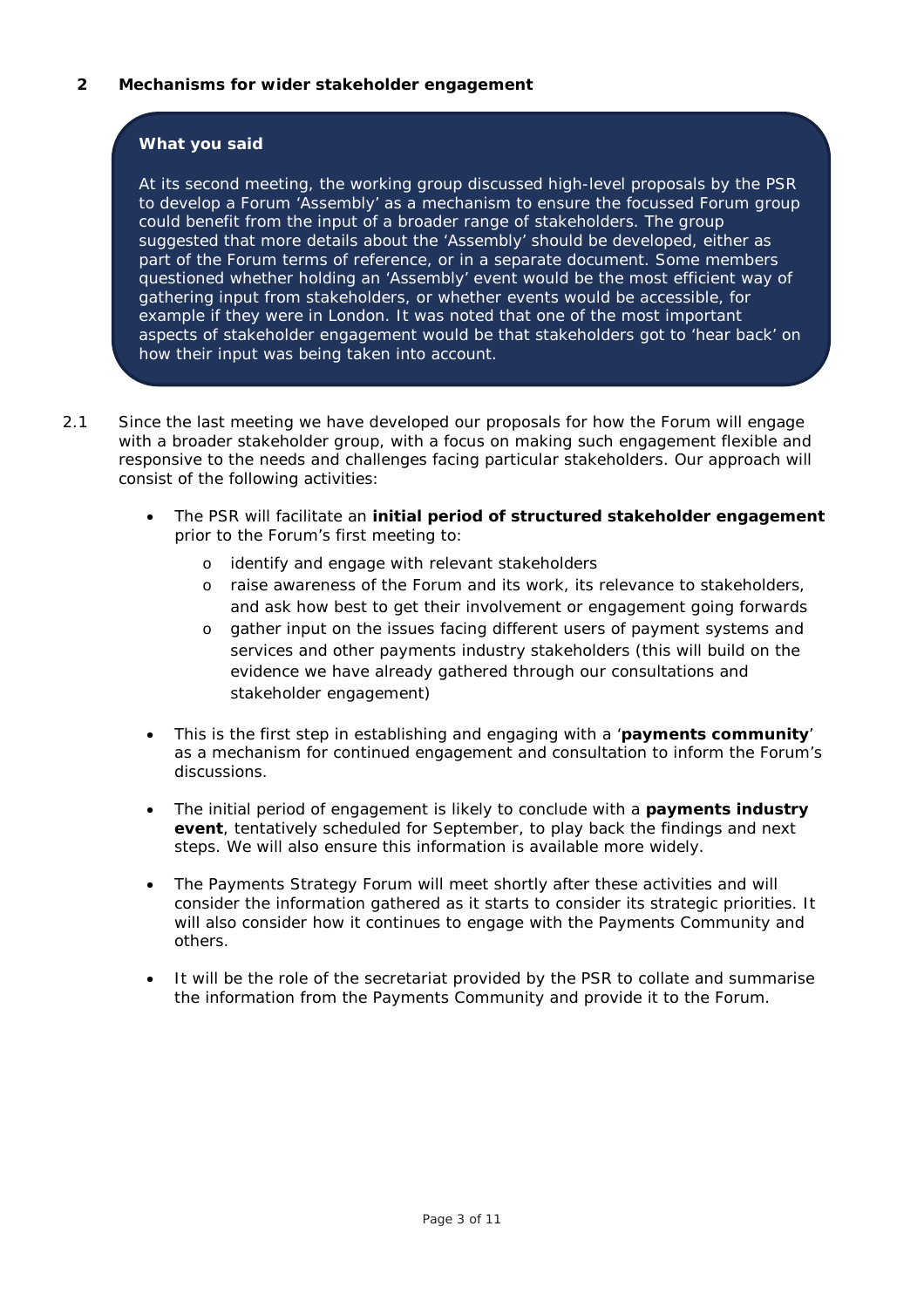## 2 Mechanisms for wider stakeholder engagement

**What you said**

At its second meeting, the working group discussed high-level proposals by the PSR to develop a Forum 'Assembly' as a mechanism to ensure the focussed Forum group could benefit from the input of a broader range of stakeholders. The group suggested that more details about the 'Assembly' should be developed, either as part of the Forum terms of reference, or in a separate document. Some members questioned whether holding an 'Assembly' event would be the most efficient way of gathering input from stakeholders, or whether events would be accessible, for example if they were in London. It was noted that one of the most important aspects of stakeholder engagement would be that stakeholders got to 'hear back' on how their input was being taken into account.

2.1 Since the last meeting we have developed our proposals for how the Forum will engage with a broader stakeholder group, with a focus on making such engagement flexible and responsive to the needs and challenges facing particular stakeholders. Our approach will consist of the following activities:

- The PSR will facilitate an **initial period of structured stakeholder engagement** prior to the Forum's first meeting to:
  - identify and engage with relevant stakeholders
  - raise awareness of the Forum and its work, its relevance to stakeholders, and ask how best to get their involvement or engagement going forwards
  - gather input on the issues facing different users of payment systems and services and other payments industry stakeholders (this will build on the evidence we have already gathered through our consultations and stakeholder engagement)
- This is the first step in establishing and engaging with a '**payments community**' as a mechanism for continued engagement and consultation to inform the Forum's discussions.
- The initial period of engagement is likely to conclude with a **payments industry event**, tentatively scheduled for September, to play back the findings and next steps. We will also ensure this information is available more widely.
- The Payments Strategy Forum will meet shortly after these activities and will consider the information gathered as it starts to consider its strategic priorities. It will also consider how it continues to engage with the Payments Community and others.
- It will be the role of the secretariat provided by the PSR to collate and summarise the information from the Payments Community and provide it to the Forum.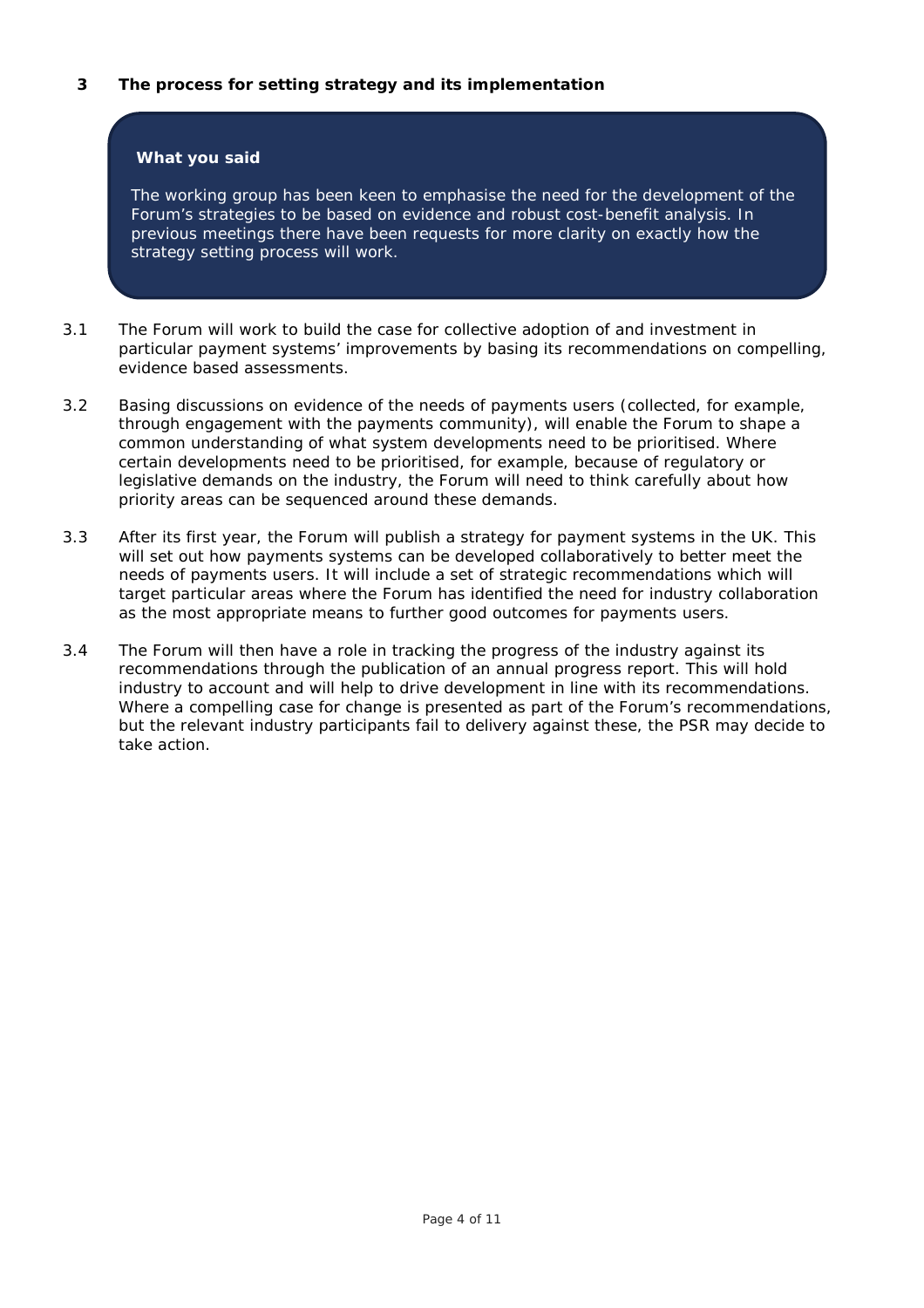## 3 The process for setting strategy and its implementation

> **What you said**
>
> The working group has been keen to emphasise the need for the development of the Forum's strategies to be based on evidence and robust cost-benefit analysis. In previous meetings there have been requests for more clarity on exactly how the strategy setting process will work.

3.1 The Forum will work to build the case for collective adoption of and investment in particular payment systems' improvements by basing its recommendations on compelling, evidence based assessments.

3.2 Basing discussions on evidence of the needs of payments users (collected, for example, through engagement with the payments community), will enable the Forum to shape a common understanding of what system developments need to be prioritised. Where certain developments need to be prioritised, for example, because of regulatory or legislative demands on the industry, the Forum will need to think carefully about how priority areas can be sequenced around these demands.

3.3 After its first year, the Forum will publish a strategy for payment systems in the UK. This will set out how payments systems can be developed collaboratively to better meet the needs of payments users. It will include a set of strategic recommendations which will target particular areas where the Forum has identified the need for industry collaboration as the most appropriate means to further good outcomes for payments users.

3.4 The Forum will then have a role in tracking the progress of the industry against its recommendations through the publication of an annual progress report. This will hold industry to account and will help to drive development in line with its recommendations. Where a compelling case for change is presented as part of the Forum's recommendations, but the relevant industry participants fail to delivery against these, the PSR may decide to take action.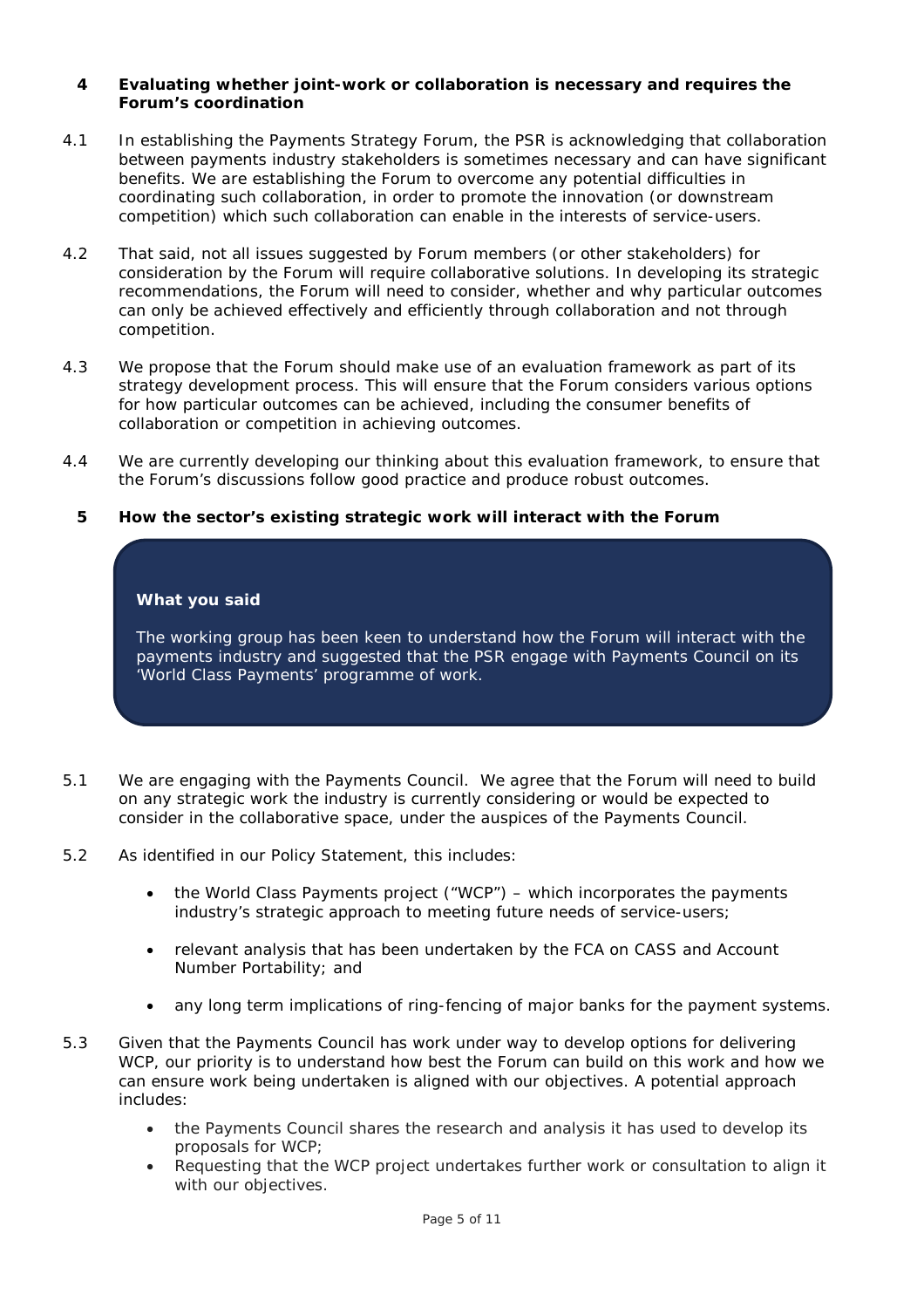## 4 Evaluating whether joint-work or collaboration is necessary and requires the Forum's coordination

4.1 In establishing the Payments Strategy Forum, the PSR is acknowledging that collaboration between payments industry stakeholders is sometimes necessary and can have significant benefits. We are establishing the Forum to overcome any potential difficulties in coordinating such collaboration, in order to promote the innovation (or downstream competition) which such collaboration can enable in the interests of service-users.

4.2 That said, not all issues suggested by Forum members (or other stakeholders) for consideration by the Forum will require collaborative solutions. In developing its strategic recommendations, the Forum will need to consider, whether and why particular outcomes can only be achieved effectively and efficiently through collaboration and not through competition.

4.3 We propose that the Forum should make use of an evaluation framework as part of its strategy development process. This will ensure that the Forum considers various options for how particular outcomes can be achieved, including the consumer benefits of collaboration or competition in achieving outcomes.

4.4 We are currently developing our thinking about this evaluation framework, to ensure that the Forum's discussions follow good practice and produce robust outcomes.

## 5 How the sector's existing strategic work will interact with the Forum

> **What you said**
>
> The working group has been keen to understand how the Forum will interact with the payments industry and suggested that the PSR engage with Payments Council on its 'World Class Payments' programme of work.

5.1 We are engaging with the Payments Council. We agree that the Forum will need to build on any strategic work the industry is currently considering or would be expected to consider in the collaborative space, under the auspices of the Payments Council.

5.2 As identified in our Policy Statement, this includes:

- the World Class Payments project ("WCP") – which incorporates the payments industry's strategic approach to meeting future needs of service-users;
- relevant analysis that has been undertaken by the FCA on CASS and Account Number Portability; and
- any long term implications of ring-fencing of major banks for the payment systems.

5.3 Given that the Payments Council has work under way to develop options for delivering WCP, our priority is to understand how best the Forum can build on this work and how we can ensure work being undertaken is aligned with our objectives. A potential approach includes:

- the Payments Council shares the research and analysis it has used to develop its proposals for WCP;
- Requesting that the WCP project undertakes further work or consultation to align it with our objectives.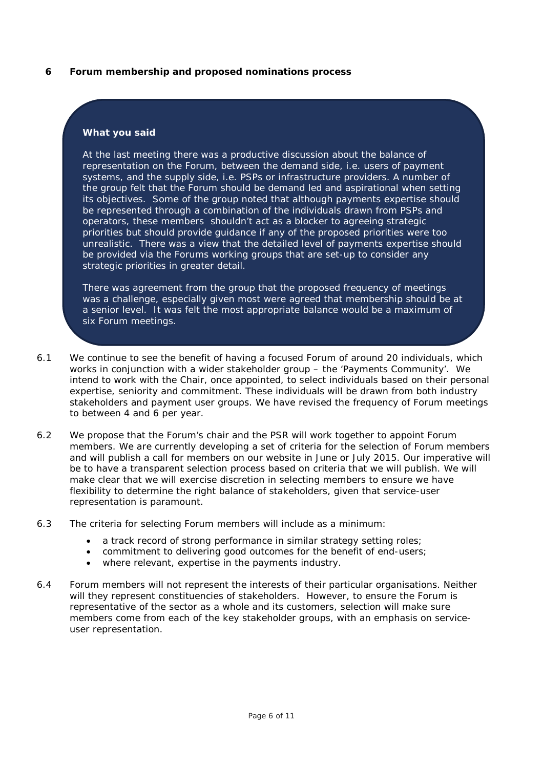## 6 Forum membership and proposed nominations process

**What you said**

At the last meeting there was a productive discussion about the balance of representation on the Forum, between the demand side, i.e. users of payment systems, and the supply side, i.e. PSPs or infrastructure providers. A number of the group felt that the Forum should be demand led and aspirational when setting its objectives. Some of the group noted that although payments expertise should be represented through a combination of the individuals drawn from PSPs and operators, these members shouldn't act as a blocker to agreeing strategic priorities but should provide guidance if any of the proposed priorities were too unrealistic. There was a view that the detailed level of payments expertise should be provided via the Forums working groups that are set-up to consider any strategic priorities in greater detail.

There was agreement from the group that the proposed frequency of meetings was a challenge, especially given most were agreed that membership should be at a senior level. It was felt the most appropriate balance would be a maximum of six Forum meetings.

6.1 We continue to see the benefit of having a focused Forum of around 20 individuals, which works in conjunction with a wider stakeholder group – the 'Payments Community'. We intend to work with the Chair, once appointed, to select individuals based on their personal expertise, seniority and commitment. These individuals will be drawn from both industry stakeholders and payment user groups. We have revised the frequency of Forum meetings to between 4 and 6 per year.

6.2 We propose that the Forum's chair and the PSR will work together to appoint Forum members. We are currently developing a set of criteria for the selection of Forum members and will publish a call for members on our website in June or July 2015. Our imperative will be to have a transparent selection process based on criteria that we will publish. We will make clear that we will exercise discretion in selecting members to ensure we have flexibility to determine the right balance of stakeholders, given that service-user representation is paramount.

6.3 The criteria for selecting Forum members will include as a minimum:

- a track record of strong performance in similar strategy setting roles;
- commitment to delivering good outcomes for the benefit of end-users;
- where relevant, expertise in the payments industry.

6.4 Forum members will not represent the interests of their particular organisations. Neither will they represent constituencies of stakeholders. However, to ensure the Forum is representative of the sector as a whole and its customers, selection will make sure members come from each of the key stakeholder groups, with an emphasis on service-user representation.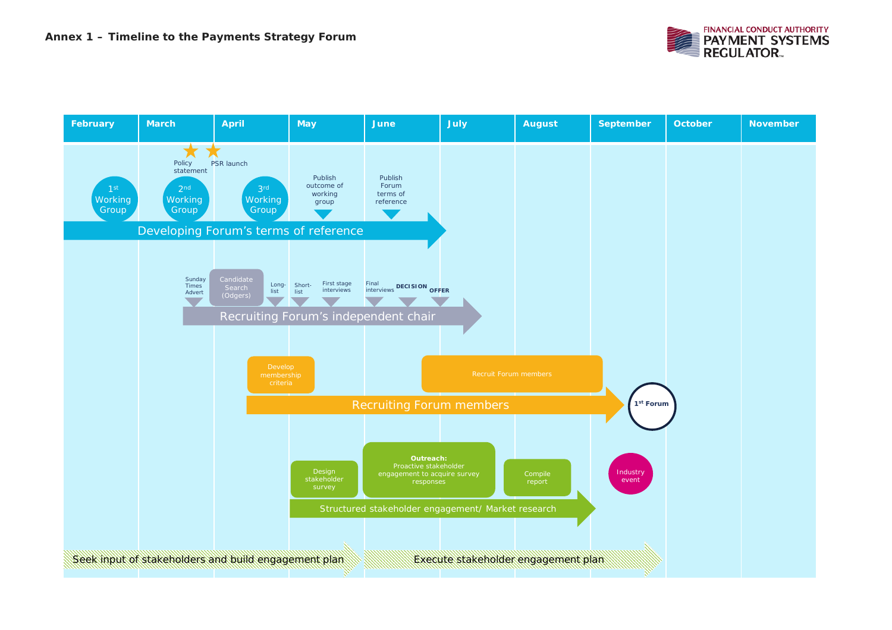**Annex 1 – Timeline to the Payments Strategy Forum**

| February | March | April | May | June | July | August | September | October | November |
|---|---|---|---|---|---|---|---|---|---|

**Developing Forum's terms of reference**

- February: 1st Working Group
- March: 2nd Working Group; Policy statement; PSR launch
- April: 3rd Working Group
- May: Publish outcome of working group
- June: Publish Forum terms of reference

**Recruiting Forum's independent chair**

- March: Sunday Times Advert
- April: Candidate Search (Odgers); Long-list
- May: Short-list; First stage interviews
- June: Final interviews; DECISION
- July: OFFER

**Recruiting Forum members**

- April: Develop membership criteria
- July–August: Recruit Forum members
- September: 1st Forum

**Structured stakeholder engagement/ Market research**

- May: Design stakeholder survey
- June–July: Outreach: Proactive stakeholder engagement to acquire survey responses
- August: Compile report
- September: Industry event

**Seek input of stakeholders and build engagement plan** (February – May)

**Execute stakeholder engagement plan** (June – September)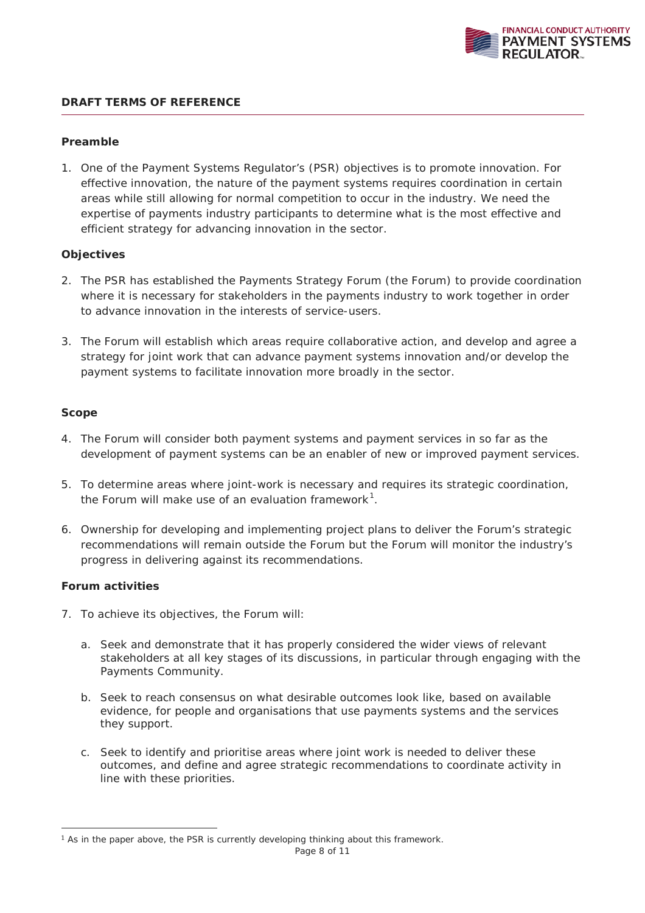## DRAFT TERMS OF REFERENCE

### Preamble

1. One of the Payment Systems Regulator's (PSR) objectives is to promote innovation. For effective innovation, the nature of the payment systems requires coordination in certain areas while still allowing for normal competition to occur in the industry. We need the expertise of payments industry participants to determine what is the most effective and efficient strategy for advancing innovation in the sector.

### Objectives

2. The PSR has established the Payments Strategy Forum (the Forum) to provide coordination where it is necessary for stakeholders in the payments industry to work together in order to advance innovation in the interests of service-users.

3. The Forum will establish which areas require collaborative action, and develop and agree a strategy for joint work that can advance payment systems innovation and/or develop the payment systems to facilitate innovation more broadly in the sector.

### Scope

4. The Forum will consider both payment systems and payment services in so far as the development of payment systems can be an enabler of new or improved payment services.

5. To determine areas where joint-work is necessary and requires its strategic coordination, the Forum will make use of an evaluation framework[1].

6. Ownership for developing and implementing project plans to deliver the Forum's strategic recommendations will remain outside the Forum but the Forum will monitor the industry's progress in delivering against its recommendations.

### Forum activities

7. To achieve its objectives, the Forum will:

   a. Seek and demonstrate that it has properly considered the wider views of relevant stakeholders at all key stages of its discussions, in particular through engaging with the Payments Community.

   b. Seek to reach consensus on what desirable outcomes look like, based on available evidence, for people and organisations that use payments systems and the services they support.

   c. Seek to identify and prioritise areas where joint work is needed to deliver these outcomes, and define and agree strategic recommendations to coordinate activity in line with these priorities.

---

[1] As in the paper above, the PSR is currently developing thinking about this framework.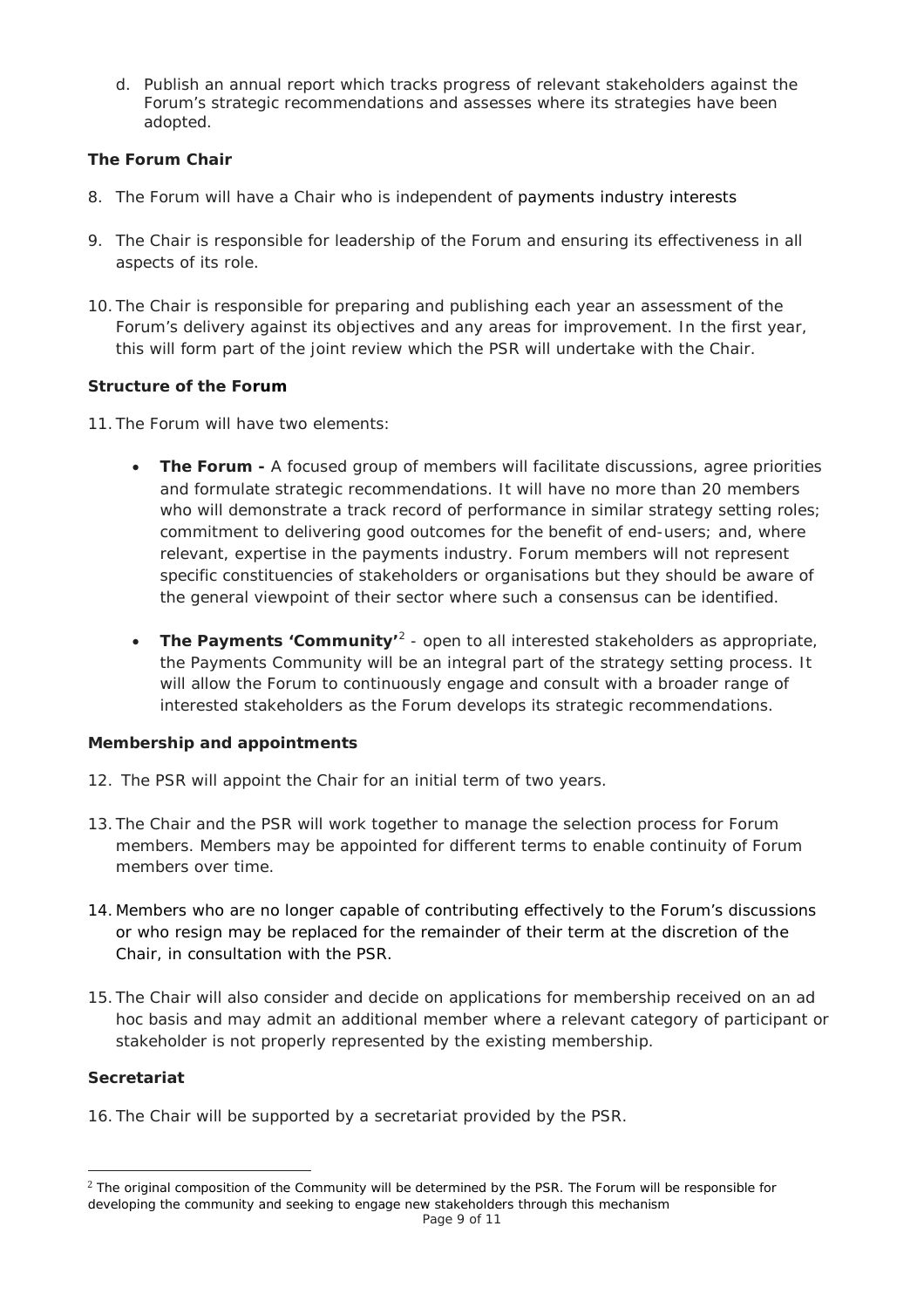d. Publish an annual report which tracks progress of relevant stakeholders against the Forum's strategic recommendations and assesses where its strategies have been adopted.

**The Forum Chair**

8. The Forum will have a Chair who is independent of payments industry interests

9. The Chair is responsible for leadership of the Forum and ensuring its effectiveness in all aspects of its role.

10. The Chair is responsible for preparing and publishing each year an assessment of the Forum's delivery against its objectives and any areas for improvement. In the first year, this will form part of the joint review which the PSR will undertake with the Chair.

**Structure of the Forum**

11. The Forum will have two elements:

- **The Forum -** A focused group of members will facilitate discussions, agree priorities and formulate strategic recommendations. It will have no more than 20 members who will demonstrate a track record of performance in similar strategy setting roles; commitment to delivering good outcomes for the benefit of end-users; and, where relevant, expertise in the payments industry. Forum members will not represent specific constituencies of stakeholders or organisations but they should be aware of the general viewpoint of their sector where such a consensus can be identified.

- **The Payments 'Community'**[2] - open to all interested stakeholders as appropriate, the Payments Community will be an integral part of the strategy setting process. It will allow the Forum to continuously engage and consult with a broader range of interested stakeholders as the Forum develops its strategic recommendations.

**Membership and appointments**

12. The PSR will appoint the Chair for an initial term of two years.

13. The Chair and the PSR will work together to manage the selection process for Forum members. Members may be appointed for different terms to enable continuity of Forum members over time.

14. Members who are no longer capable of contributing effectively to the Forum's discussions or who resign may be replaced for the remainder of their term at the discretion of the Chair, in consultation with the PSR.

15. The Chair will also consider and decide on applications for membership received on an ad hoc basis and may admit an additional member where a relevant category of participant or stakeholder is not properly represented by the existing membership.

**Secretariat**

16. The Chair will be supported by a secretariat provided by the PSR.

---

[2] The original composition of the Community will be determined by the PSR. The Forum will be responsible for developing the community and seeking to engage new stakeholders through this mechanism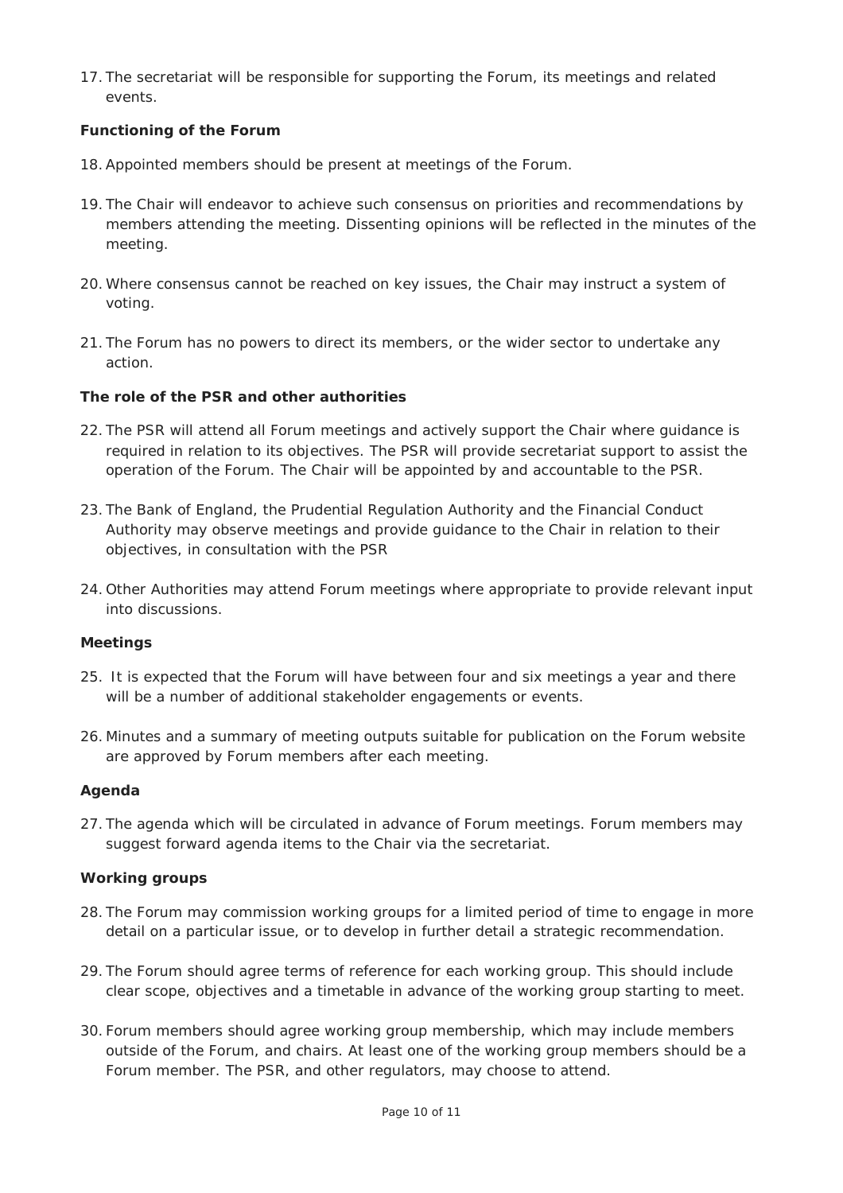17. The secretariat will be responsible for supporting the Forum, its meetings and related events.

**Functioning of the Forum**

18. Appointed members should be present at meetings of the Forum.

19. The Chair will endeavor to achieve such consensus on priorities and recommendations by members attending the meeting. Dissenting opinions will be reflected in the minutes of the meeting.

20. Where consensus cannot be reached on key issues, the Chair may instruct a system of voting.

21. The Forum has no powers to direct its members, or the wider sector to undertake any action.

**The role of the PSR and other authorities**

22. The PSR will attend all Forum meetings and actively support the Chair where guidance is required in relation to its objectives. The PSR will provide secretariat support to assist the operation of the Forum. The Chair will be appointed by and accountable to the PSR.

23. The Bank of England, the Prudential Regulation Authority and the Financial Conduct Authority may observe meetings and provide guidance to the Chair in relation to their objectives, in consultation with the PSR

24. Other Authorities may attend Forum meetings where appropriate to provide relevant input into discussions.

**Meetings**

25. It is expected that the Forum will have between four and six meetings a year and there will be a number of additional stakeholder engagements or events.

26. Minutes and a summary of meeting outputs suitable for publication on the Forum website are approved by Forum members after each meeting.

**Agenda**

27. The agenda which will be circulated in advance of Forum meetings. Forum members may suggest forward agenda items to the Chair via the secretariat.

**Working groups**

28. The Forum may commission working groups for a limited period of time to engage in more detail on a particular issue, or to develop in further detail a strategic recommendation.

29. The Forum should agree terms of reference for each working group. This should include clear scope, objectives and a timetable in advance of the working group starting to meet.

30. Forum members should agree working group membership, which may include members outside of the Forum, and chairs. At least one of the working group members should be a Forum member. The PSR, and other regulators, may choose to attend.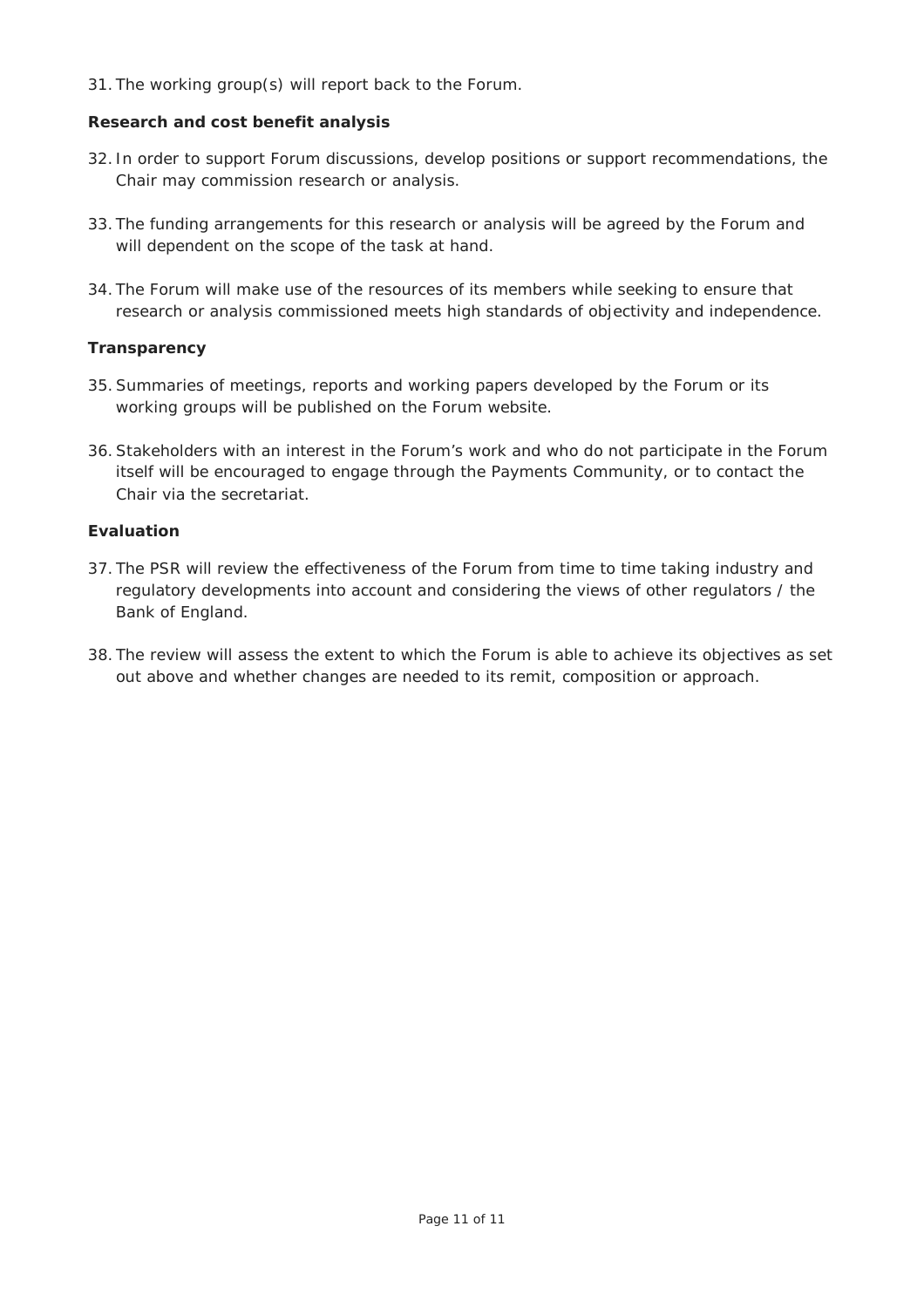31. The working group(s) will report back to the Forum.

**Research and cost benefit analysis**

32. In order to support Forum discussions, develop positions or support recommendations, the Chair may commission research or analysis.

33. The funding arrangements for this research or analysis will be agreed by the Forum and will dependent on the scope of the task at hand.

34. The Forum will make use of the resources of its members while seeking to ensure that research or analysis commissioned meets high standards of objectivity and independence.

**Transparency**

35. Summaries of meetings, reports and working papers developed by the Forum or its working groups will be published on the Forum website.

36. Stakeholders with an interest in the Forum's work and who do not participate in the Forum itself will be encouraged to engage through the Payments Community, or to contact the Chair via the secretariat.

**Evaluation**

37. The PSR will review the effectiveness of the Forum from time to time taking industry and regulatory developments into account and considering the views of other regulators / the Bank of England.

38. The review will assess the extent to which the Forum is able to achieve its objectives as set out above and whether changes are needed to its remit, composition or approach.